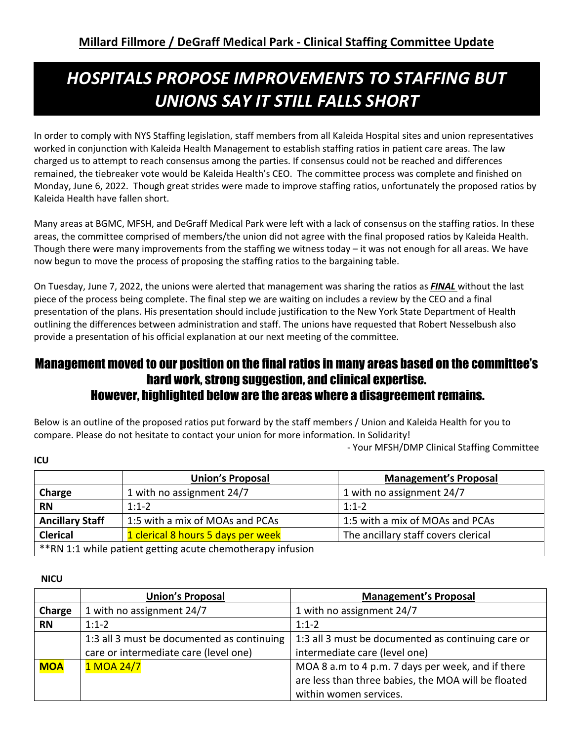## Millard Fillmore / DeGraff Medical Park - Clinical Staffing Committee Update

# *HOSPITALS PROPOSE IMPROVEMENTS TO STAFFING BUT UNIONS SAY IT STILL FALLS SHORT*

In order to comply with NYS Staffing legislation, staff members from all Kaleida Hospital sites and union representatives worked in conjunction with Kaleida Health Management to establish staffing ratios in patient care areas. The law charged us to attempt to reach consensus among the parties. If consensus could not be reached and differences remained, the tiebreaker vote would be Kaleida Health's CEO. The committee process was complete and finished on Monday, June 6, 2022. Though great strides were made to improve staffing ratios, unfortunately the proposed ratios by Kaleida Health have fallen short.

Many areas at BGMC, MFSH, and DeGraff Medical Park were left with a lack of consensus on the staffing ratios. In these areas, the committee comprised of members/the union did not agree with the final proposed ratios by Kaleida Health. Though there were many improvements from the staffing we witness today – it was not enough for all areas. We have now begun to move the process of proposing the staffing ratios to the bargaining table.

On Tuesday, June 7, 2022, the unions were alerted that management was sharing the ratios as ***FINAL*** without the last piece of the process being complete. The final step we are waiting on includes a review by the CEO and a final presentation of the plans. His presentation should include justification to the New York State Department of Health outlining the differences between administration and staff. The unions have requested that Robert Nesselbush also provide a presentation of his official explanation at our next meeting of the committee.

## Management moved to our position on the final ratios in many areas based on the committee's hard work, strong suggestion, and clinical expertise. However, highlighted below are the areas where a disagreement remains.

Below is an outline of the proposed ratios put forward by the staff members / Union and Kaleida Health for you to compare. Please do not hesitate to contact your union for more information. In Solidarity!

- Your MFSH/DMP Clinical Staffing Committee

**ICU**

| | Union's Proposal | Management's Proposal |
|---|---|---|
| **Charge** | 1 with no assignment 24/7 | 1 with no assignment 24/7 |
| **RN** | 1:1-2 | 1:1-2 |
| **Ancillary Staff** | 1:5 with a mix of MOAs and PCAs | 1:5 with a mix of MOAs and PCAs |
| **Clerical** | 1 clerical 8 hours 5 days per week | The ancillary staff covers clerical |
| **RN 1:1 while patient getting acute chemotherapy infusion | | |

**NICU**

| | Union's Proposal | Management's Proposal |
|---|---|---|
| **Charge** | 1 with no assignment 24/7 | 1 with no assignment 24/7 |
| **RN** | 1:1-2 | 1:1-2 |
| | 1:3 all 3 must be documented as continuing care or intermediate care (level one) | 1:3 all 3 must be documented as continuing care or intermediate care (level one) |
| **MOA** | 1 MOA 24/7 | MOA 8 a.m to 4 p.m. 7 days per week, and if there are less than three babies, the MOA will be floated within women services. |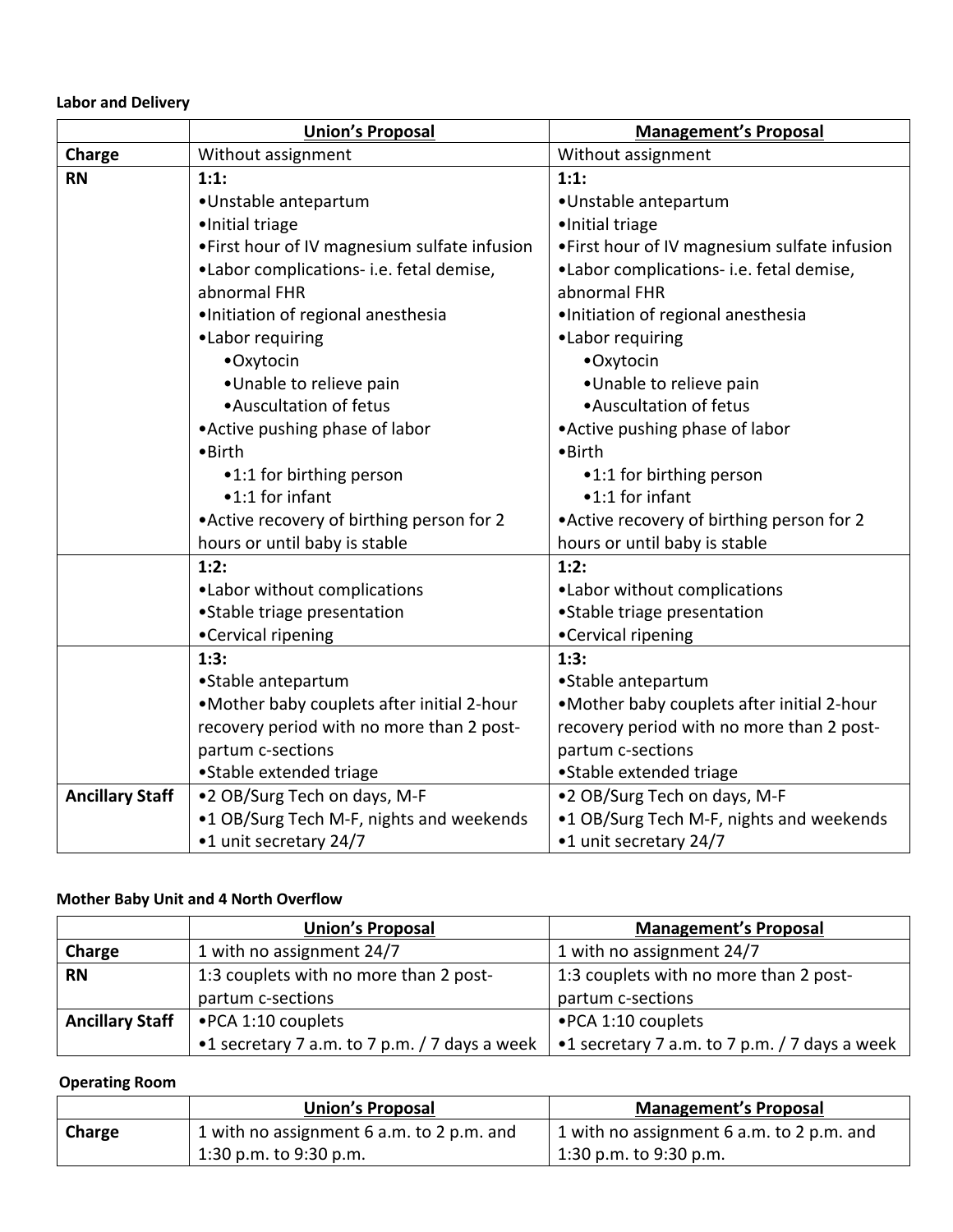**Labor and Delivery**

| | Union's Proposal | Management's Proposal |
|---|---|---|
| **Charge** | Without assignment | Without assignment |
| **RN** | **1:1:**<br>•Unstable antepartum<br>•Initial triage<br>•First hour of IV magnesium sulfate infusion<br>•Labor complications- i.e. fetal demise, abnormal FHR<br>•Initiation of regional anesthesia<br>•Labor requiring<br>•Oxytocin<br>•Unable to relieve pain<br>•Auscultation of fetus<br>•Active pushing phase of labor<br>•Birth<br>•1:1 for birthing person<br>•1:1 for infant<br>•Active recovery of birthing person for 2 hours or until baby is stable | **1:1:**<br>•Unstable antepartum<br>•Initial triage<br>•First hour of IV magnesium sulfate infusion<br>•Labor complications- i.e. fetal demise, abnormal FHR<br>•Initiation of regional anesthesia<br>•Labor requiring<br>•Oxytocin<br>•Unable to relieve pain<br>•Auscultation of fetus<br>•Active pushing phase of labor<br>•Birth<br>•1:1 for birthing person<br>•1:1 for infant<br>•Active recovery of birthing person for 2 hours or until baby is stable |
| | **1:2:**<br>•Labor without complications<br>•Stable triage presentation<br>•Cervical ripening | **1:2:**<br>•Labor without complications<br>•Stable triage presentation<br>•Cervical ripening |
| | **1:3:**<br>•Stable antepartum<br>•Mother baby couplets after initial 2-hour recovery period with no more than 2 post-partum c-sections<br>•Stable extended triage | **1:3:**<br>•Stable antepartum<br>•Mother baby couplets after initial 2-hour recovery period with no more than 2 post-partum c-sections<br>•Stable extended triage |
| **Ancillary Staff** | •2 OB/Surg Tech on days, M-F<br>•1 OB/Surg Tech M-F, nights and weekends<br>•1 unit secretary 24/7 | •2 OB/Surg Tech on days, M-F<br>•1 OB/Surg Tech M-F, nights and weekends<br>•1 unit secretary 24/7 |

**Mother Baby Unit and 4 North Overflow**

| | Union's Proposal | Management's Proposal |
|---|---|---|
| **Charge** | 1 with no assignment 24/7 | 1 with no assignment 24/7 |
| **RN** | 1:3 couplets with no more than 2 post-partum c-sections | 1:3 couplets with no more than 2 post-partum c-sections |
| **Ancillary Staff** | •PCA 1:10 couplets<br>•1 secretary 7 a.m. to 7 p.m. / 7 days a week | •PCA 1:10 couplets<br>•1 secretary 7 a.m. to 7 p.m. / 7 days a week |

**Operating Room**

| | Union's Proposal | Management's Proposal |
|---|---|---|
| **Charge** | 1 with no assignment 6 a.m. to 2 p.m. and 1:30 p.m. to 9:30 p.m. | 1 with no assignment 6 a.m. to 2 p.m. and 1:30 p.m. to 9:30 p.m. |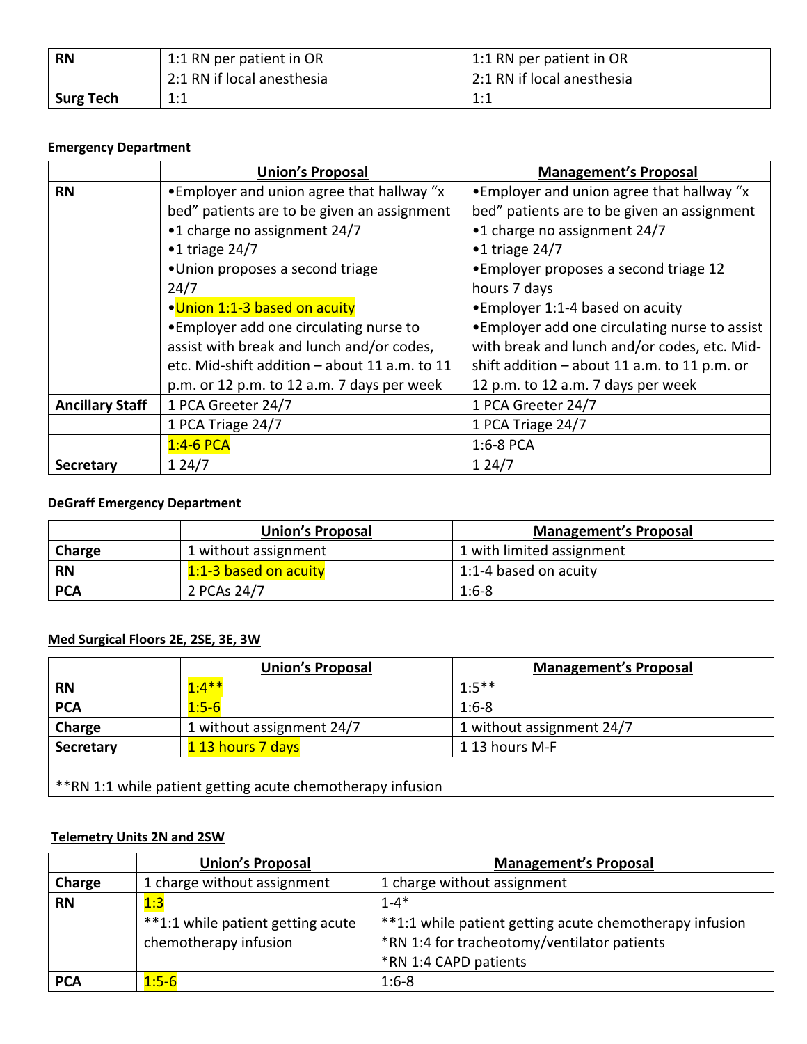| RN | 1:1 RN per patient in OR | 1:1 RN per patient in OR |
|---|---|---|
| | 2:1 RN if local anesthesia | 2:1 RN if local anesthesia |
| **Surg Tech** | 1:1 | 1:1 |

**Emergency Department**

| | Union's Proposal | Management's Proposal |
|---|---|---|
| **RN** | •Employer and union agree that hallway "x bed" patients are to be given an assignment<br>•1 charge no assignment 24/7<br>•1 triage 24/7<br>•Union proposes a second triage 24/7<br>•Union 1:1-3 based on acuity<br>•Employer add one circulating nurse to assist with break and lunch and/or codes, etc. Mid-shift addition – about 11 a.m. to 11 p.m. or 12 p.m. to 12 a.m. 7 days per week | •Employer and union agree that hallway "x bed" patients are to be given an assignment<br>•1 charge no assignment 24/7<br>•1 triage 24/7<br>•Employer proposes a second triage 12 hours 7 days<br>•Employer 1:1-4 based on acuity<br>•Employer add one circulating nurse to assist with break and lunch and/or codes, etc. Mid-shift addition – about 11 a.m. to 11 p.m. or 12 p.m. to 12 a.m. 7 days per week |
| **Ancillary Staff** | 1 PCA Greeter 24/7 | 1 PCA Greeter 24/7 |
| | 1 PCA Triage 24/7 | 1 PCA Triage 24/7 |
| | 1:4-6 PCA | 1:6-8 PCA |
| **Secretary** | 1 24/7 | 1 24/7 |

**DeGraff Emergency Department**

| | Union's Proposal | Management's Proposal |
|---|---|---|
| **Charge** | 1 without assignment | 1 with limited assignment |
| **RN** | 1:1-3 based on acuity | 1:1-4 based on acuity |
| **PCA** | 2 PCAs 24/7 | 1:6-8 |

**Med Surgical Floors 2E, 2SE, 3E, 3W**

| | Union's Proposal | Management's Proposal |
|---|---|---|
| **RN** | 1:4** | 1:5** |
| **PCA** | 1:5-6 | 1:6-8 |
| **Charge** | 1 without assignment 24/7 | 1 without assignment 24/7 |
| **Secretary** | 1 13 hours 7 days | 1 13 hours M-F |
| **RN 1:1 while patient getting acute chemotherapy infusion | | |

**Telemetry Units 2N and 2SW**

| | Union's Proposal | Management's Proposal |
|---|---|---|
| **Charge** | 1 charge without assignment | 1 charge without assignment |
| **RN** | 1:3 | 1-4* |
| | **1:1 while patient getting acute chemotherapy infusion | **1:1 while patient getting acute chemotherapy infusion<br>*RN 1:4 for tracheotomy/ventilator patients<br>*RN 1:4 CAPD patients |
| **PCA** | 1:5-6 | 1:6-8 |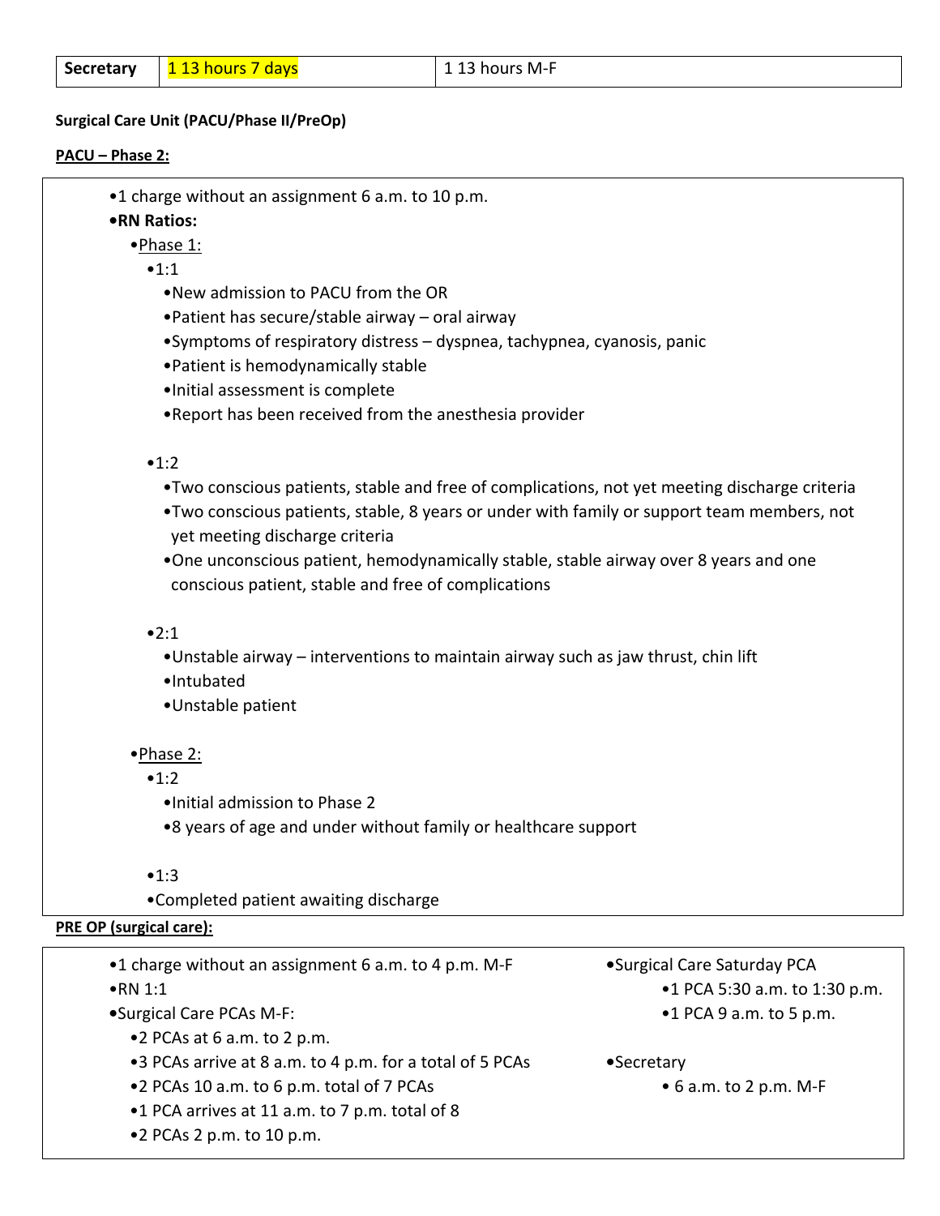| | | |
|---|---|---|
| **Secretary** | 1 13 hours 7 days | 1 13 hours M-F |

**Surgical Care Unit (PACU/Phase II/PreOp)**

**PACU – Phase 2:**

- 1 charge without an assignment 6 a.m. to 10 p.m.
- **RN Ratios:**
  - Phase 1:
    - 1:1
      - New admission to PACU from the OR
      - Patient has secure/stable airway – oral airway
      - Symptoms of respiratory distress – dyspnea, tachypnea, cyanosis, panic
      - Patient is hemodynamically stable
      - Initial assessment is complete
      - Report has been received from the anesthesia provider
    - 1:2
      - Two conscious patients, stable and free of complications, not yet meeting discharge criteria
      - Two conscious patients, stable, 8 years or under with family or support team members, not yet meeting discharge criteria
      - One unconscious patient, hemodynamically stable, stable airway over 8 years and one conscious patient, stable and free of complications
    - 2:1
      - Unstable airway – interventions to maintain airway such as jaw thrust, chin lift
      - Intubated
      - Unstable patient
  - Phase 2:
    - 1:2
      - Initial admission to Phase 2
      - 8 years of age and under without family or healthcare support
    - 1:3
    - Completed patient awaiting discharge

**PRE OP (surgical care):**

- 1 charge without an assignment 6 a.m. to 4 p.m. M-F
- RN 1:1
- Surgical Care PCAs M-F:
  - 2 PCAs at 6 a.m. to 2 p.m.
  - 3 PCAs arrive at 8 a.m. to 4 p.m. for a total of 5 PCAs
  - 2 PCAs 10 a.m. to 6 p.m. total of 7 PCAs
  - 1 PCA arrives at 11 a.m. to 7 p.m. total of 8
  - 2 PCAs 2 p.m. to 10 p.m.
- Surgical Care Saturday PCA
  - 1 PCA 5:30 a.m. to 1:30 p.m.
  - 1 PCA 9 a.m. to 5 p.m.
- Secretary
  - 6 a.m. to 2 p.m. M-F